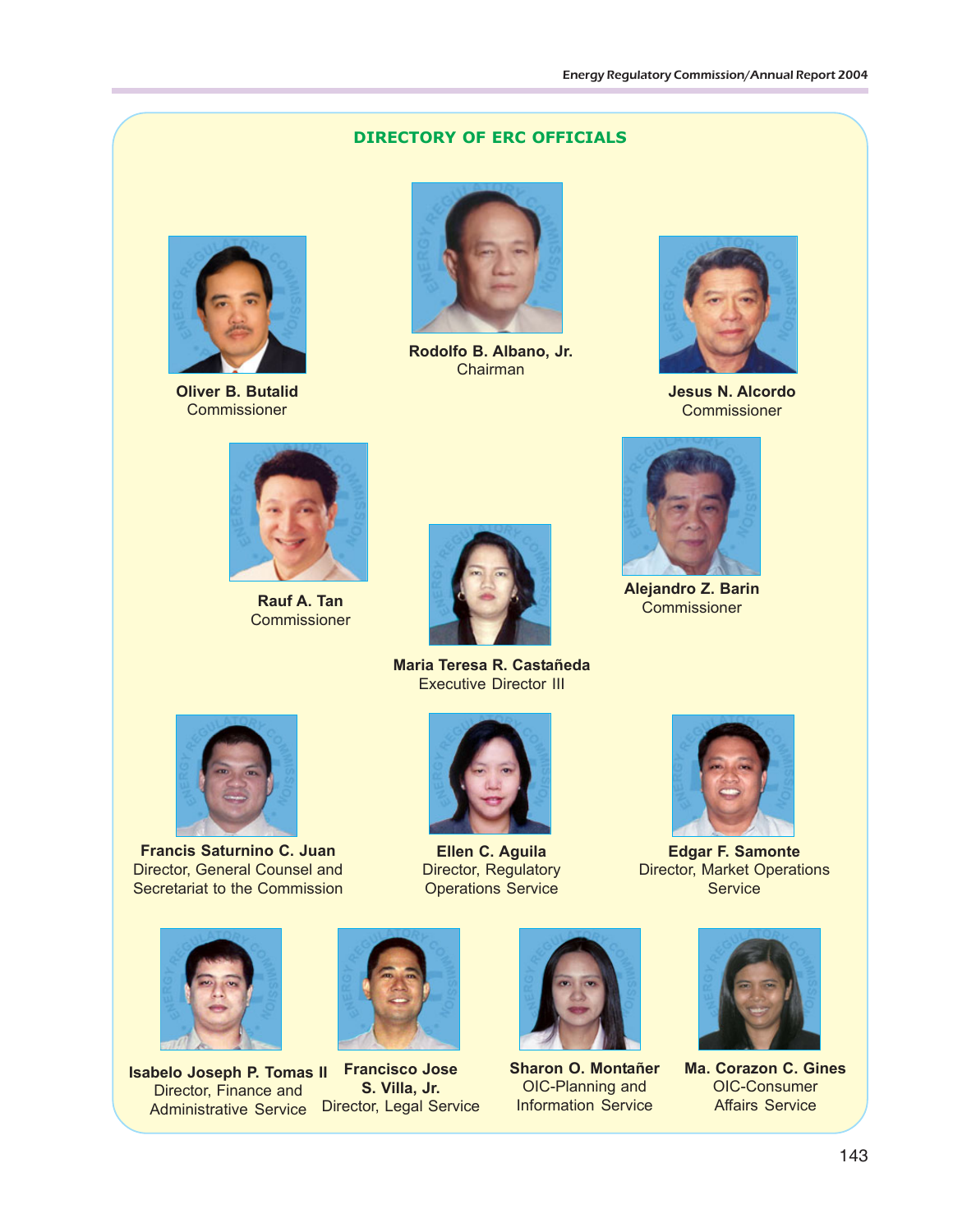## DIRECTORY OF ERC OFFICIALS

**Rodolfo B. Albano, Jr.**
Chairman

**Oliver B. Butalid**
Commissioner

**Jesus N. Alcordo**
Commissioner

**Rauf A. Tan**
Commissioner

**Alejandro Z. Barin**
Commissioner

**Maria Teresa R. Castañeda**
Executive Director III

**Francis Saturnino C. Juan**
Director, General Counsel and Secretariat to the Commission

**Ellen C. Aguila**
Director, Regulatory Operations Service

**Edgar F. Samonte**
Director, Market Operations Service

**Isabelo Joseph P. Tomas II**
Director, Finance and Administrative Service

**Francisco Jose S. Villa, Jr.**
Director, Legal Service

**Sharon O. Montañer**
OIC-Planning and Information Service

**Ma. Corazon C. Gines**
OIC-Consumer Affairs Service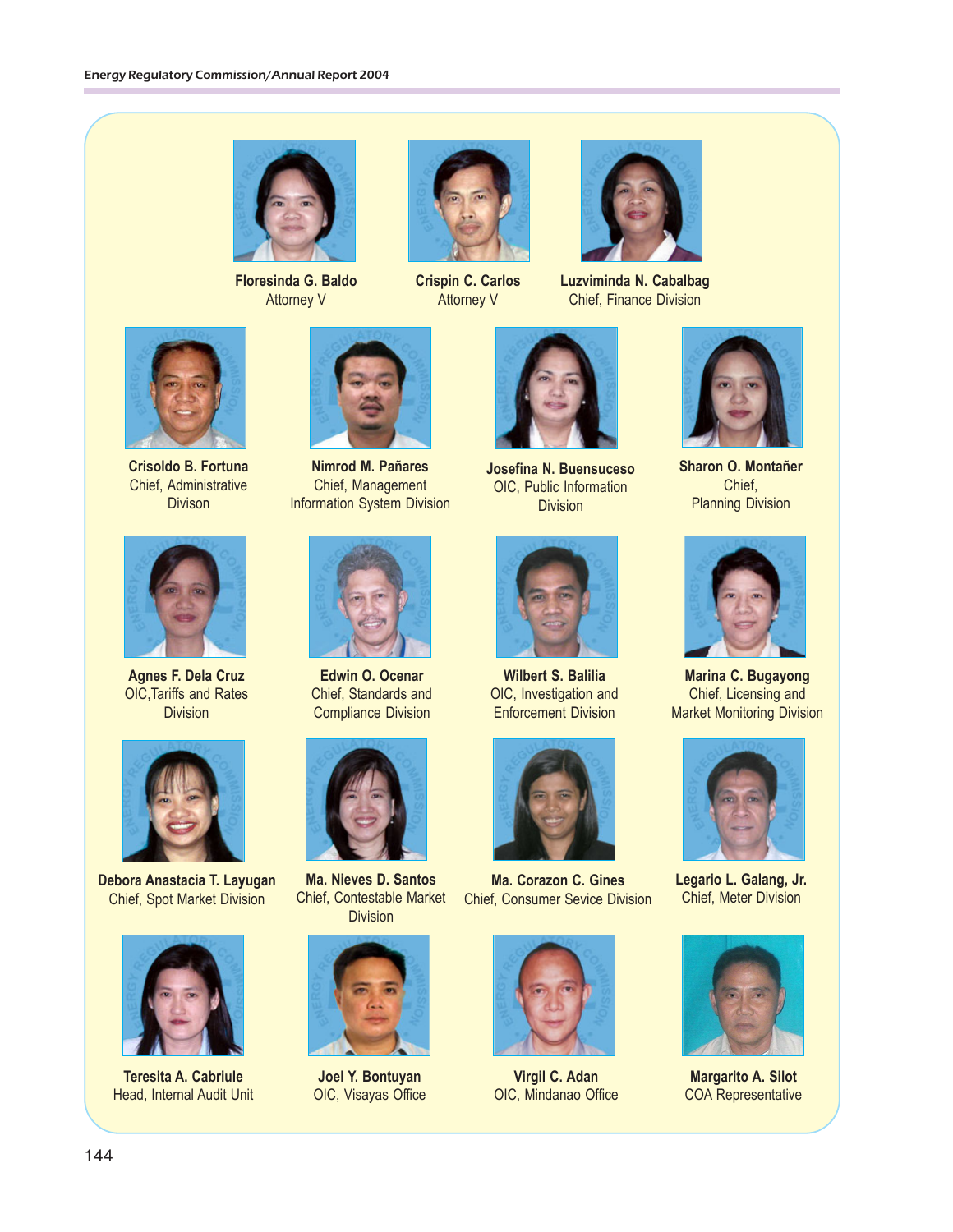**Floresinda G. Baldo**
Attorney V

**Crispin C. Carlos**
Attorney V

**Luzviminda N. Cabalbag**
Chief, Finance Division

**Crisoldo B. Fortuna**
Chief, Administrative Divison

**Nimrod M. Pañares**
Chief, Management Information System Division

**Josefina N. Buensuceso**
OIC, Public Information Division

**Sharon O. Montañer**
Chief, Planning Division

**Agnes F. Dela Cruz**
OIC,Tariffs and Rates Division

**Edwin O. Ocenar**
Chief, Standards and Compliance Division

**Wilbert S. Balilia**
OIC, Investigation and Enforcement Division

**Marina C. Bugayong**
Chief, Licensing and Market Monitoring Division

**Debora Anastacia T. Layugan**
Chief, Spot Market Division

**Ma. Nieves D. Santos**
Chief, Contestable Market Division

**Ma. Corazon C. Gines**
Chief, Consumer Sevice Division

**Legario L. Galang, Jr.**
Chief, Meter Division

**Teresita A. Cabriule**
Head, Internal Audit Unit

**Joel Y. Bontuyan**
OIC, Visayas Office

**Virgil C. Adan**
OIC, Mindanao Office

**Margarito A. Silot**
COA Representative